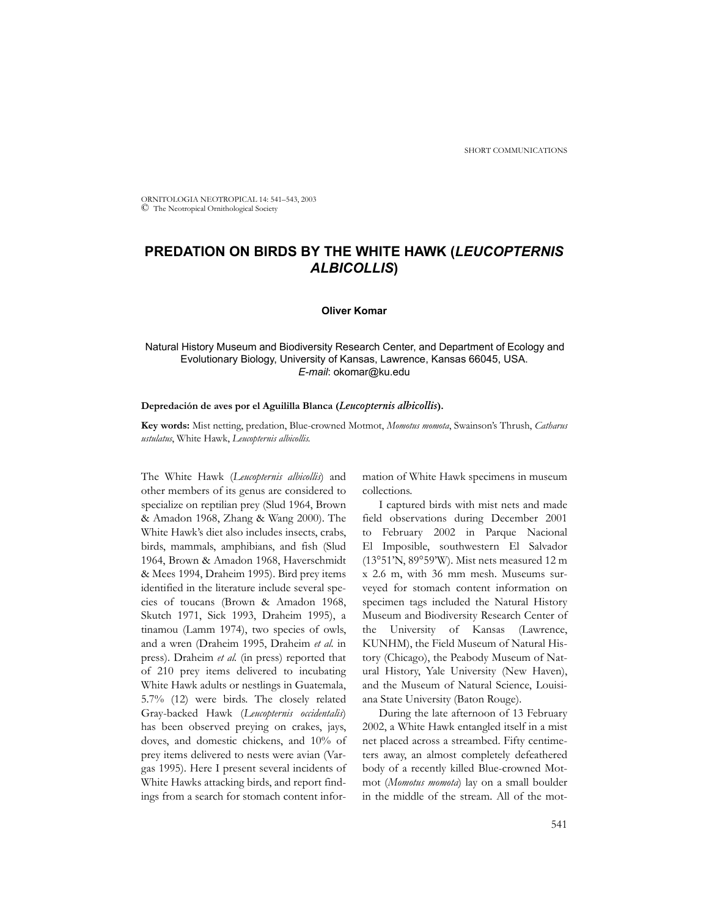# PREDATION ON BIRDS BY THE WHITE HAWK (*LEUCOPTERNIS ALBICOLLIS*)

**Oliver Komar**

Natural History Museum and Biodiversity Research Center, and Department of Ecology and Evolutionary Biology, University of Kansas, Lawrence, Kansas 66045, USA. *E-mail*: okomar@ku.edu

**Depredación de aves por el Aguililla Blanca (*Leucopternis albicollis*).**

**Key words:** Mist netting, predation, Blue-crowned Motmot, *Momotus momota*, Swainson's Thrush, *Catharus ustulatus*, White Hawk, *Leucopternis albicollis.*

The White Hawk (*Leucopternis albicollis*) and other members of its genus are considered to specialize on reptilian prey (Slud 1964, Brown & Amadon 1968, Zhang & Wang 2000). The White Hawk's diet also includes insects, crabs, birds, mammals, amphibians, and fish (Slud 1964, Brown & Amadon 1968, Haverschmidt & Mees 1994, Draheim 1995). Bird prey items identified in the literature include several species of toucans (Brown & Amadon 1968, Skutch 1971, Sick 1993, Draheim 1995), a tinamou (Lamm 1974), two species of owls, and a wren (Draheim 1995, Draheim *et al.* in press). Draheim *et al.* (in press) reported that of 210 prey items delivered to incubating White Hawk adults or nestlings in Guatemala, 5.7% (12) were birds. The closely related Gray-backed Hawk (*Leucopternis occidentalis*) has been observed preying on crakes, jays, doves, and domestic chickens, and 10% of prey items delivered to nests were avian (Vargas 1995). Here I present several incidents of White Hawks attacking birds, and report findings from a search for stomach content information of White Hawk specimens in museum collections.

I captured birds with mist nets and made field observations during December 2001 to February 2002 in Parque Nacional El Imposible, southwestern El Salvador (13°51'N, 89°59'W). Mist nets measured 12 m x 2.6 m, with 36 mm mesh. Museums surveyed for stomach content information on specimen tags included the Natural History Museum and Biodiversity Research Center of the University of Kansas (Lawrence, KUNHM), the Field Museum of Natural History (Chicago), the Peabody Museum of Natural History, Yale University (New Haven), and the Museum of Natural Science, Louisiana State University (Baton Rouge).

During the late afternoon of 13 February 2002, a White Hawk entangled itself in a mist net placed across a streambed. Fifty centimeters away, an almost completely defeathered body of a recently killed Blue-crowned Motmot (*Momotus momota*) lay on a small boulder in the middle of the stream. All of the mot-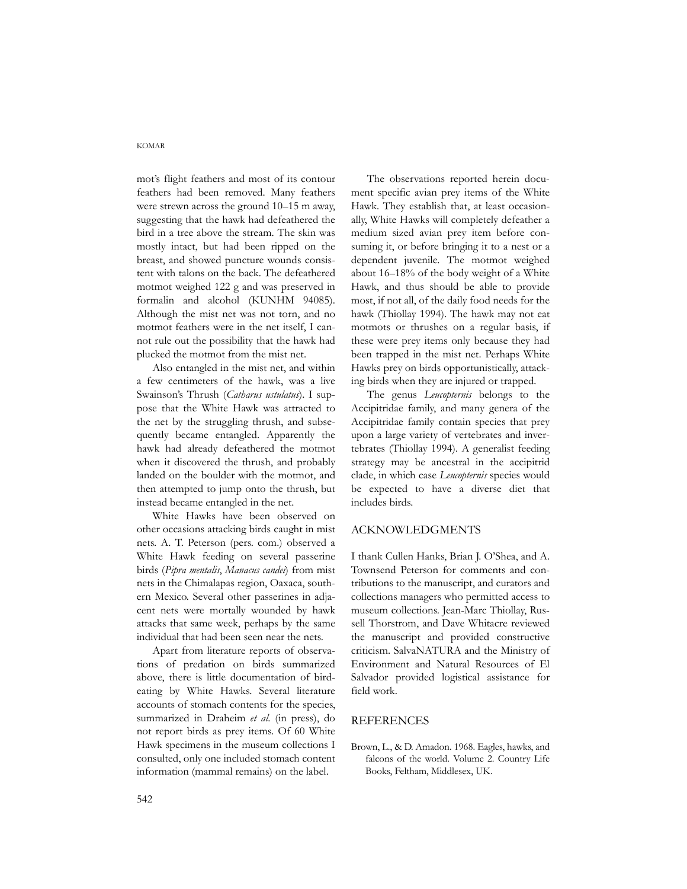mot's flight feathers and most of its contour feathers had been removed. Many feathers were strewn across the ground 10–15 m away, suggesting that the hawk had defeathered the bird in a tree above the stream. The skin was mostly intact, but had been ripped on the breast, and showed puncture wounds consistent with talons on the back. The defeathered motmot weighed 122 g and was preserved in formalin and alcohol (KUNHM 94085). Although the mist net was not torn, and no motmot feathers were in the net itself, I cannot rule out the possibility that the hawk had plucked the motmot from the mist net.

Also entangled in the mist net, and within a few centimeters of the hawk, was a live Swainson's Thrush (*Catharus ustulatus*). I suppose that the White Hawk was attracted to the net by the struggling thrush, and subsequently became entangled. Apparently the hawk had already defeathered the motmot when it discovered the thrush, and probably landed on the boulder with the motmot, and then attempted to jump onto the thrush, but instead became entangled in the net.

White Hawks have been observed on other occasions attacking birds caught in mist nets. A. T. Peterson (pers. com.) observed a White Hawk feeding on several passerine birds (*Pipra mentalis*, *Manacus candei*) from mist nets in the Chimalapas region, Oaxaca, southern Mexico. Several other passerines in adjacent nets were mortally wounded by hawk attacks that same week, perhaps by the same individual that had been seen near the nets.

Apart from literature reports of observations of predation on birds summarized above, there is little documentation of bird-eating by White Hawks. Several literature accounts of stomach contents for the species, summarized in Draheim *et al.* (in press), do not report birds as prey items. Of 60 White Hawk specimens in the museum collections I consulted, only one included stomach content information (mammal remains) on the label.

The observations reported herein document specific avian prey items of the White Hawk. They establish that, at least occasionally, White Hawks will completely defeather a medium sized avian prey item before consuming it, or before bringing it to a nest or a dependent juvenile. The motmot weighed about 16–18% of the body weight of a White Hawk, and thus should be able to provide most, if not all, of the daily food needs for the hawk (Thiollay 1994). The hawk may not eat motmots or thrushes on a regular basis, if these were prey items only because they had been trapped in the mist net. Perhaps White Hawks prey on birds opportunistically, attacking birds when they are injured or trapped.

The genus *Leucopternis* belongs to the Accipitridae family, and many genera of the Accipitridae family contain species that prey upon a large variety of vertebrates and invertebrates (Thiollay 1994). A generalist feeding strategy may be ancestral in the accipitrid clade, in which case *Leucopternis* species would be expected to have a diverse diet that includes birds.

## ACKNOWLEDGMENTS

I thank Cullen Hanks, Brian J. O'Shea, and A. Townsend Peterson for comments and contributions to the manuscript, and curators and collections managers who permitted access to museum collections. Jean-Marc Thiollay, Russell Thorstrom, and Dave Whitacre reviewed the manuscript and provided constructive criticism. SalvaNATURA and the Ministry of Environment and Natural Resources of El Salvador provided logistical assistance for field work.

## REFERENCES

Brown, L., & D. Amadon. 1968. Eagles, hawks, and falcons of the world. Volume 2. Country Life Books, Feltham, Middlesex, UK.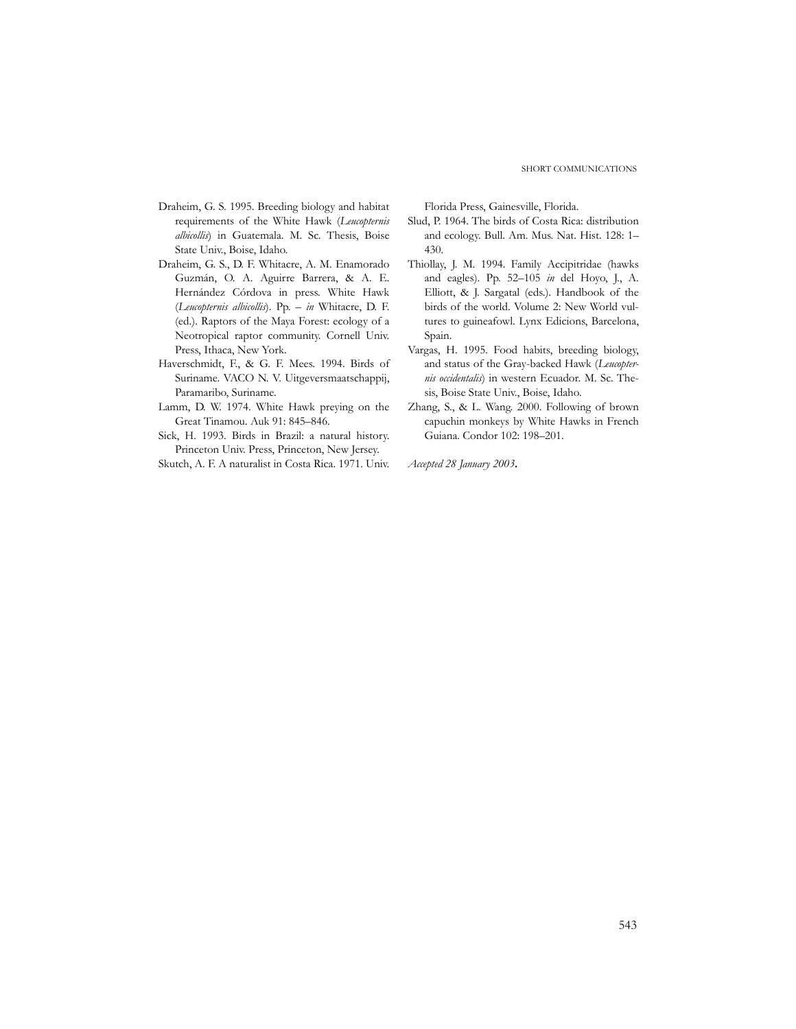Draheim, G. S. 1995. Breeding biology and habitat requirements of the White Hawk (*Leucopternis albicollis*) in Guatemala. M. Sc. Thesis, Boise State Univ., Boise, Idaho.

Draheim, G. S., D. F. Whitacre, A. M. Enamorado Guzmán, O. A. Aguirre Barrera, & A. E. Hernández Córdova in press. White Hawk (*Leucopternis albicollis*). Pp. – *in* Whitacre, D. F. (ed.). Raptors of the Maya Forest: ecology of a Neotropical raptor community. Cornell Univ. Press, Ithaca, New York.

Haverschmidt, F., & G. F. Mees. 1994. Birds of Suriname. VACO N. V. Uitgeversmaatschappij, Paramaribo, Suriname.

Lamm, D. W. 1974. White Hawk preying on the Great Tinamou. Auk 91: 845–846.

Sick, H. 1993. Birds in Brazil: a natural history. Princeton Univ. Press, Princeton, New Jersey.

Skutch, A. F. A naturalist in Costa Rica. 1971. Univ. Florida Press, Gainesville, Florida.

Slud, P. 1964. The birds of Costa Rica: distribution and ecology. Bull. Am. Mus. Nat. Hist. 128: 1–430.

Thiollay, J. M. 1994. Family Accipitridae (hawks and eagles). Pp. 52–105 *in* del Hoyo, J., A. Elliott, & J. Sargatal (eds.). Handbook of the birds of the world. Volume 2: New World vultures to guineafowl. Lynx Edicions, Barcelona, Spain.

Vargas, H. 1995. Food habits, breeding biology, and status of the Gray-backed Hawk (*Leucopternis occidentalis*) in western Ecuador. M. Sc. Thesis, Boise State Univ., Boise, Idaho.

Zhang, S., & L. Wang. 2000. Following of brown capuchin monkeys by White Hawks in French Guiana. Condor 102: 198–201.

*Accepted 28 January 2003.*